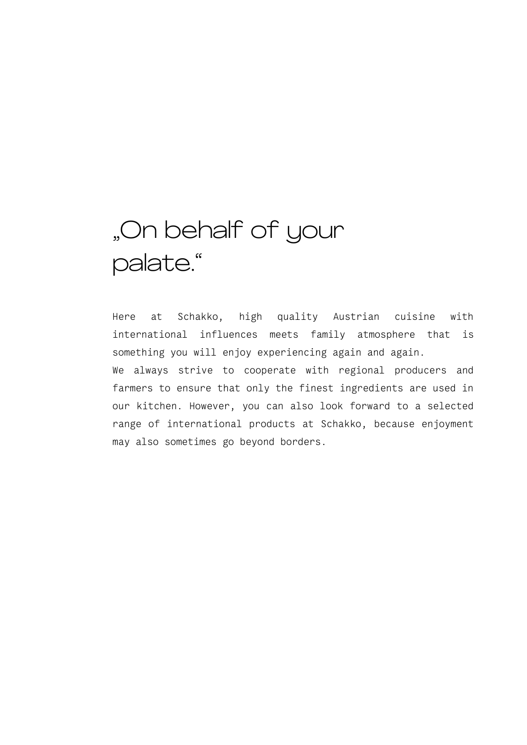# „On behalf of your palate."

Here at Schakko, high quality Austrian cuisine with international influences meets family atmosphere that is something you will enjoy experiencing again and again.

We always strive to cooperate with regional producers and farmers to ensure that only the finest ingredients are used in our kitchen. However, you can also look forward to a selected range of international products at Schakko, because enjoyment may also sometimes go beyond borders.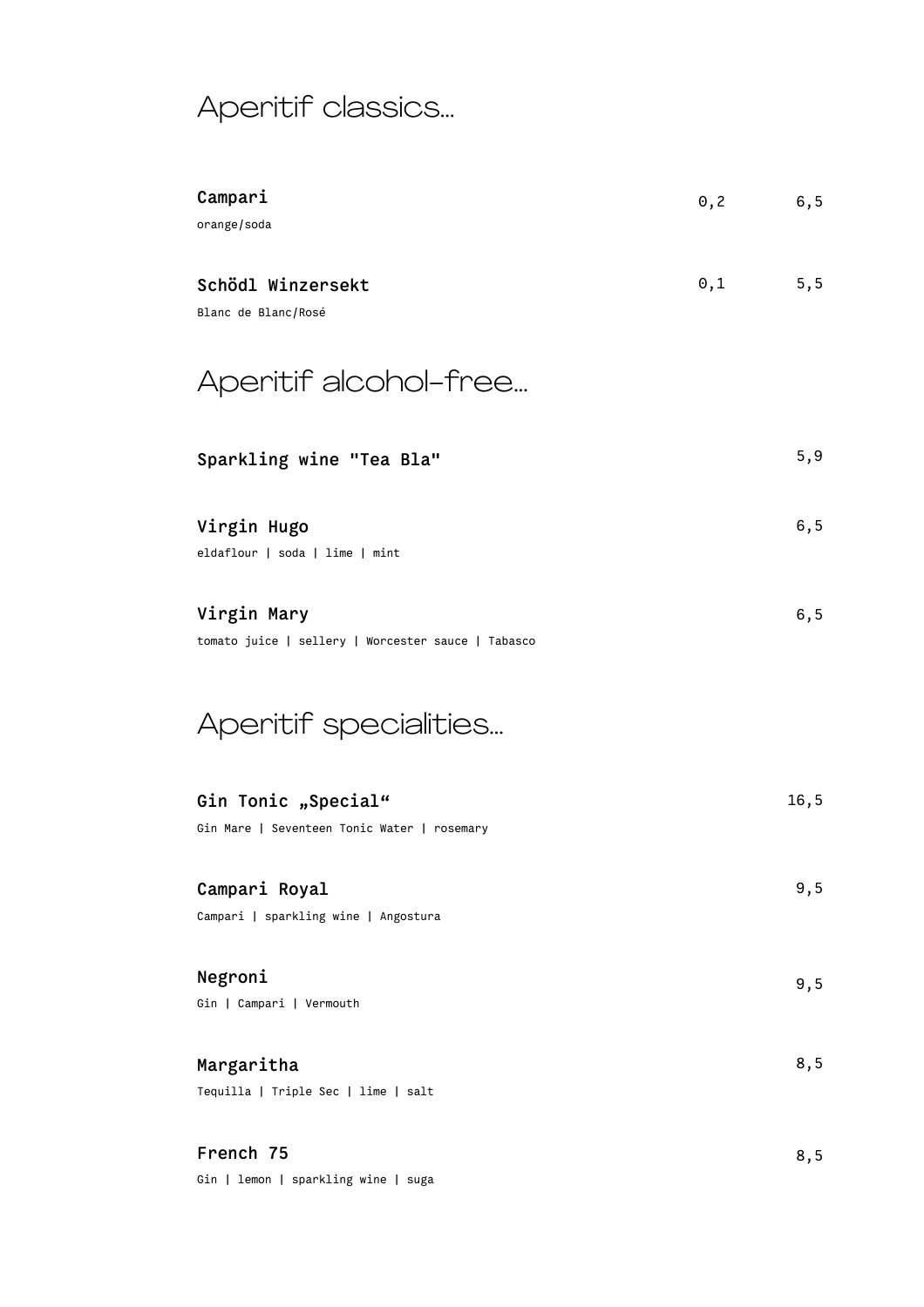## Aperitif classics...

**Campari** 0,2 6,5
orange/soda

**Schödl Winzersekt** 0,1 5,5
Blanc de Blanc/Rosé

## Aperitif alcohol-free...

**Sparkling wine "Tea Bla"** 5,9

**Virgin Hugo** 6,5
eldaflour | soda | lime | mint

**Virgin Mary** 6,5
tomato juice | sellery | Worcester sauce | Tabasco

## Aperitif specialities...

**Gin Tonic „Special“** 16,5
Gin Mare | Seventeen Tonic Water | rosemary

**Campari Royal** 9,5
Campari | sparkling wine | Angostura

**Negroni** 9,5
Gin | Campari | Vermouth

**Margaritha** 8,5
Tequilla | Triple Sec | lime | salt

**French 75** 8,5
Gin | lemon | sparkling wine | suga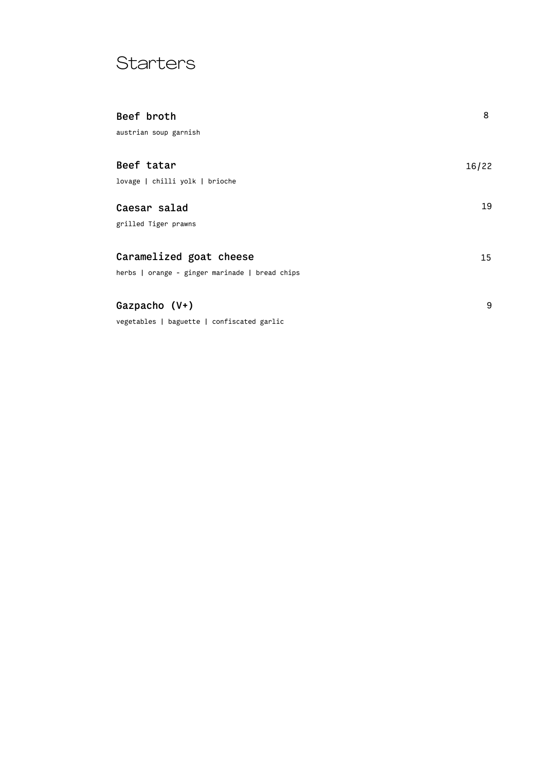# Starters

**Beef broth** 8

austrian soup garnish

**Beef tatar** 16/22

lovage | chilli yolk | brioche

**Caesar salad** 19

grilled Tiger prawns

**Caramelized goat cheese** 15

herbs | orange - ginger marinade | bread chips

**Gazpacho (V+)** 9

vegetables | baguette | confiscated garlic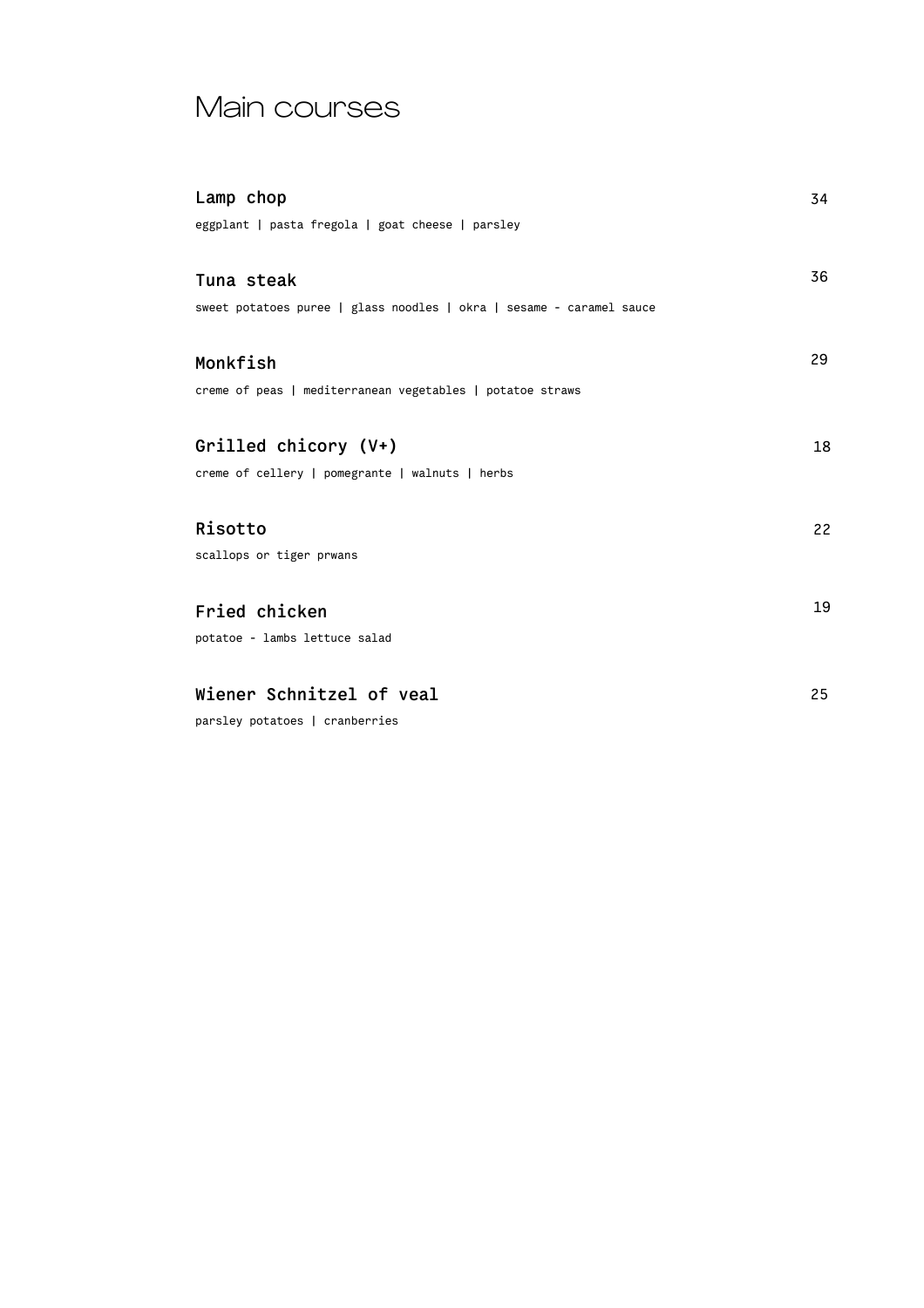# Main courses

**Lamp chop** 34

eggplant | pasta fregola | goat cheese | parsley

**Tuna steak** 36

sweet potatoes puree | glass noodles | okra | sesame - caramel sauce

**Monkfish** 29

creme of peas | mediterranean vegetables | potatoe straws

**Grilled chicory (V+)** 18

creme of cellery | pomegrante | walnuts | herbs

**Risotto** 22

scallops or tiger prwans

**Fried chicken** 19

potatoe - lambs lettuce salad

**Wiener Schnitzel of veal** 25

parsley potatoes | cranberries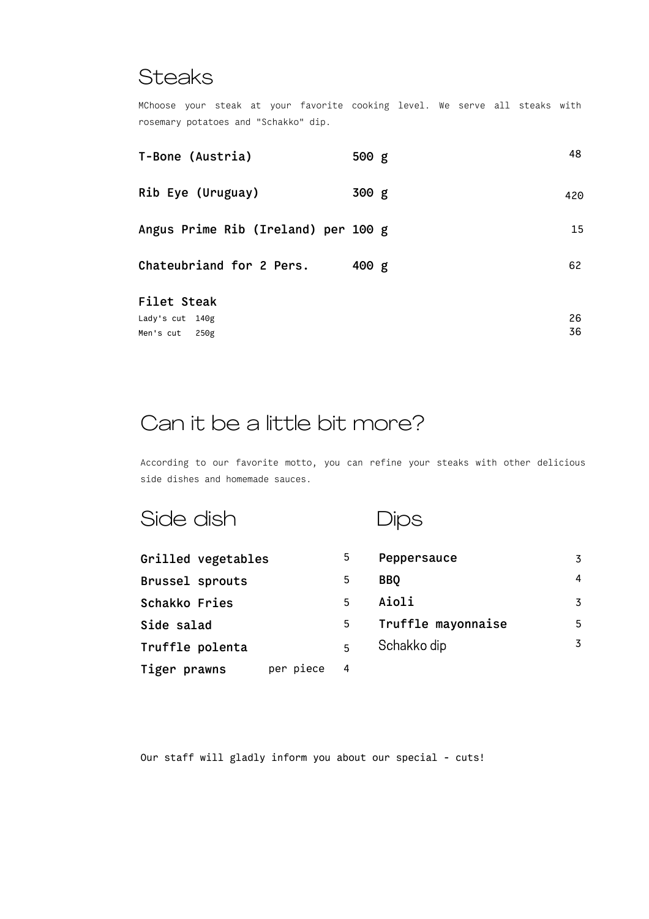## Steaks

MChoose your steak at your favorite cooking level. We serve all steaks with rosemary potatoes and "Schakko" dip.

| | | |
|---|---|---|
| **T-Bone (Austria)** | **500 g** | 48 |
| **Rib Eye (Uruguay)** | **300 g** | 420 |
| **Angus Prime Rib (Ireland) per 100 g** | | 15 |
| **Chateubriand for 2 Pers.** | **400 g** | 62 |
| **Filet Steak** | | |
| Lady's cut 140g | | 26 |
| Men's cut 250g | | 36 |

## Can it be a little bit more?

According to our favorite motto, you can refine your steaks with other delicious side dishes and homemade sauces.

### Side dish

| | | |
|---|---|---|
| **Grilled vegetables** | | 5 |
| **Brussel sprouts** | | 5 |
| **Schakko Fries** | | 5 |
| **Side salad** | | 5 |
| **Truffle polenta** | | 5 |
| **Tiger prawns** | per piece | 4 |

### Dips

| | |
|---|---|
| **Peppersauce** | 3 |
| **BBQ** | 4 |
| **Aioli** | 3 |
| **Truffle mayonnaise** | 5 |
| Schakko dip | 3 |

Our staff will gladly inform you about our special - cuts!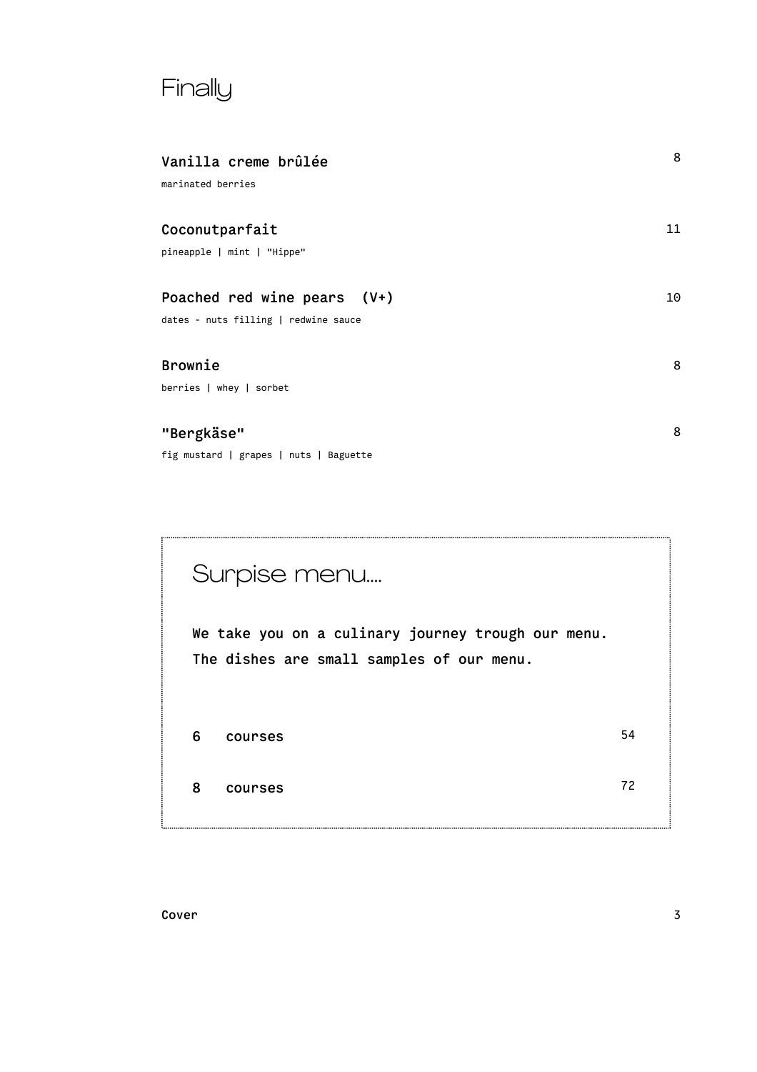# Finally

**Vanilla creme brûlée** 8

marinated berries

**Coconutparfait** 11

pineapple | mint | "Hippe"

**Poached red wine pears (V+)** 10

dates - nuts filling | redwine sauce

**Brownie** 8

berries | whey | sorbet

**"Bergkäse"** 8

fig mustard | grapes | nuts | Baguette

## Surpise menu....

We take you on a culinary journey trough our menu.
The dishes are small samples of our menu.

| | |
|---|---|
| 6 courses | 54 |
| 8 courses | 72 |

Cover 3